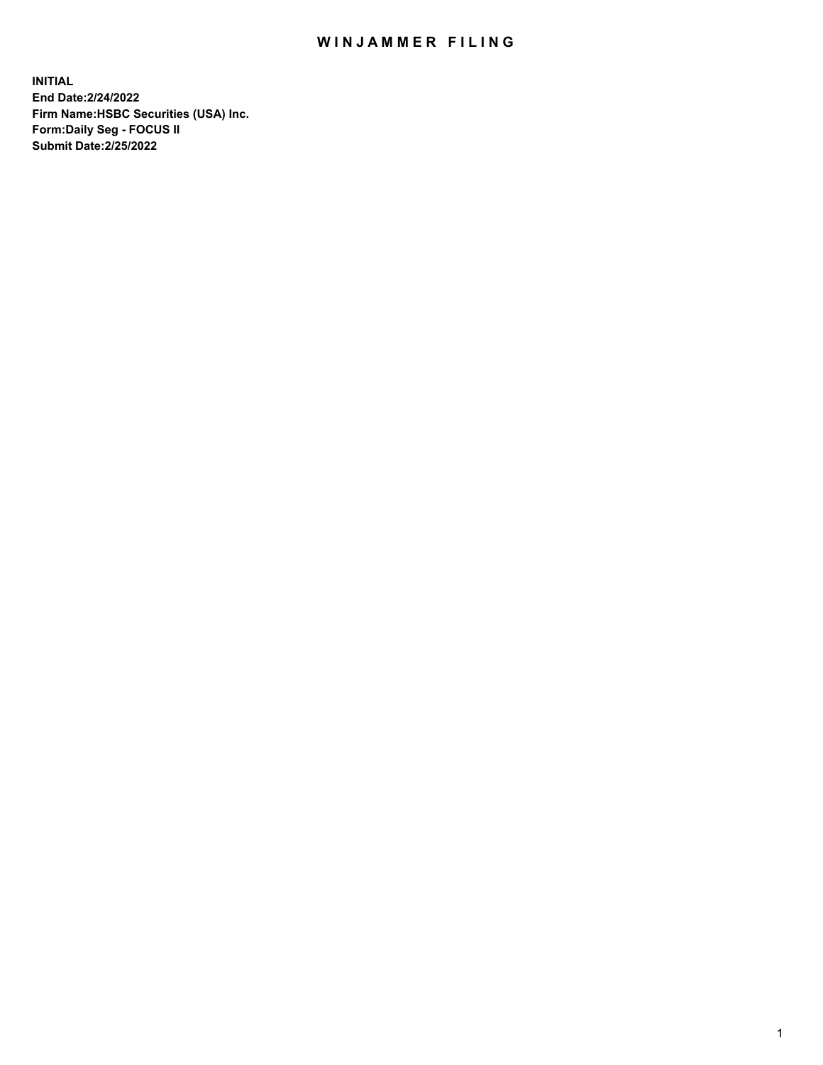# WINJAMMER FILING

**INITIAL**
**End Date:2/24/2022**
**Firm Name:HSBC Securities (USA) Inc.**
**Form:Daily Seg - FOCUS II**
**Submit Date:2/25/2022**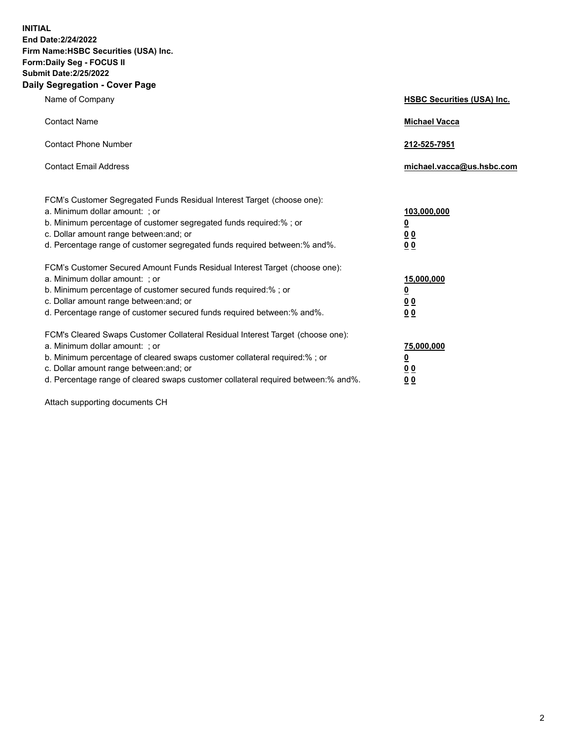**INITIAL**
**End Date:2/24/2022**
**Firm Name:HSBC Securities (USA) Inc.**
**Form:Daily Seg - FOCUS II**
**Submit Date:2/25/2022**

## Daily Segregation - Cover Page

| | |
|---|---|
| Name of Company | **HSBC Securities (USA) Inc.** |
| Contact Name | **Michael Vacca** |
| Contact Phone Number | **212-525-7951** |
| Contact Email Address | **michael.vacca@us.hsbc.com** |

| | |
|---|---|
| FCM's Customer Segregated Funds Residual Interest Target (choose one): | |
| a. Minimum dollar amount: ; or | **103,000,000** |
| b. Minimum percentage of customer segregated funds required:% ; or | **0** |
| c. Dollar amount range between:and; or | **0 0** |
| d. Percentage range of customer segregated funds required between:% and%. | **0 0** |
| FCM's Customer Secured Amount Funds Residual Interest Target (choose one): | |
| a. Minimum dollar amount: ; or | **15,000,000** |
| b. Minimum percentage of customer secured funds required:% ; or | **0** |
| c. Dollar amount range between:and; or | **0 0** |
| d. Percentage range of customer secured funds required between:% and%. | **0 0** |
| FCM's Cleared Swaps Customer Collateral Residual Interest Target (choose one): | |
| a. Minimum dollar amount: ; or | **75,000,000** |
| b. Minimum percentage of cleared swaps customer collateral required:% ; or | **0** |
| c. Dollar amount range between:and; or | **0 0** |
| d. Percentage range of cleared swaps customer collateral required between:% and%. | **0 0** |

Attach supporting documents CH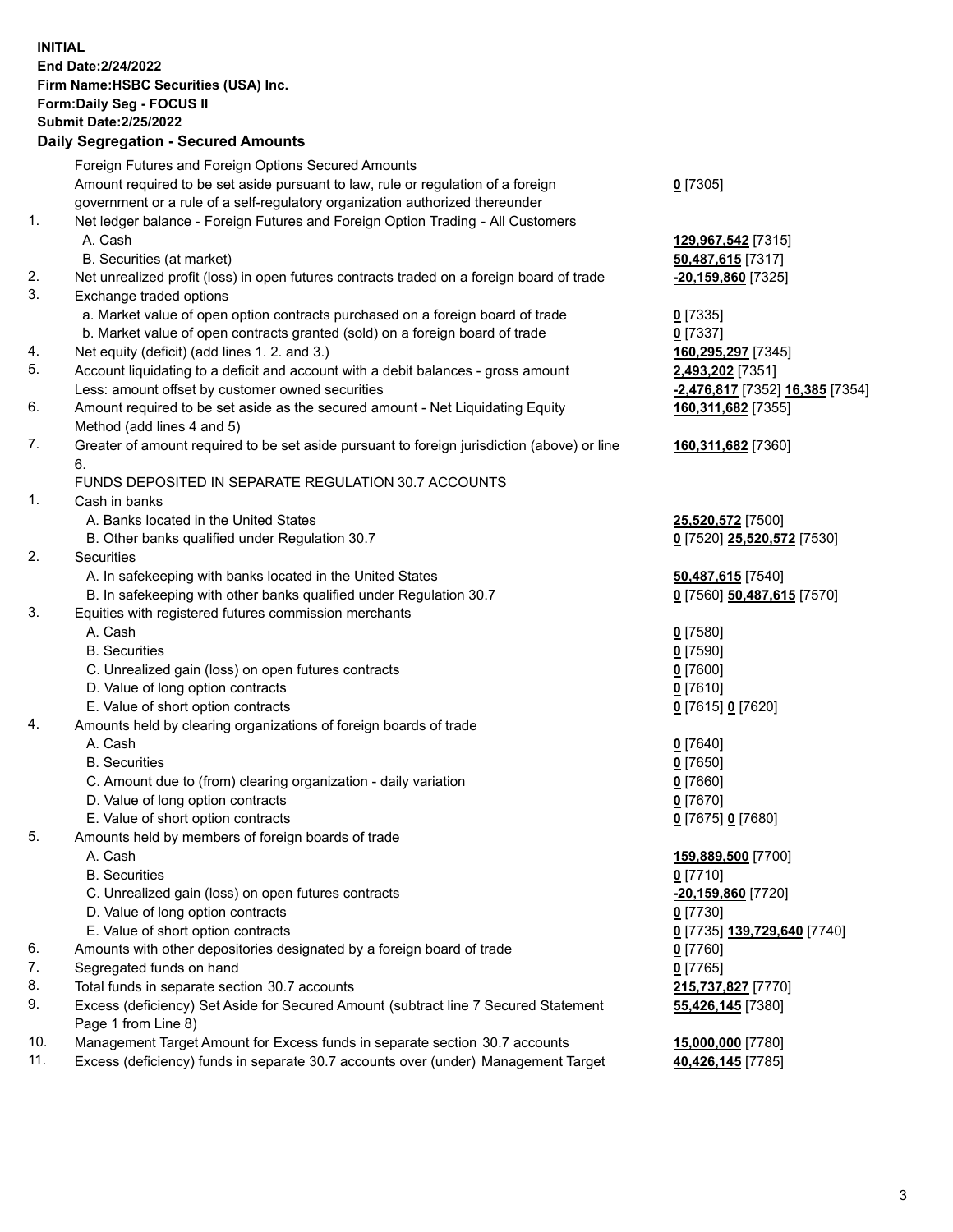**INITIAL**
**End Date:2/24/2022**
**Firm Name:HSBC Securities (USA) Inc.**
**Form:Daily Seg - FOCUS II**
**Submit Date:2/25/2022**

## Daily Segregation - Secured Amounts

| | | |
|---|---|---|
| | Foreign Futures and Foreign Options Secured Amounts | |
| | Amount required to be set aside pursuant to law, rule or regulation of a foreign government or a rule of a self-regulatory organization authorized thereunder | **0** [7305] |
| 1. | Net ledger balance - Foreign Futures and Foreign Option Trading - All Customers | |
| | A. Cash | **129,967,542** [7315] |
| | B. Securities (at market) | **50,487,615** [7317] |
| 2. | Net unrealized profit (loss) in open futures contracts traded on a foreign board of trade | **-20,159,860** [7325] |
| 3. | Exchange traded options | |
| | a. Market value of open option contracts purchased on a foreign board of trade | **0** [7335] |
| | b. Market value of open contracts granted (sold) on a foreign board of trade | **0** [7337] |
| 4. | Net equity (deficit) (add lines 1. 2. and 3.) | **160,295,297** [7345] |
| 5. | Account liquidating to a deficit and account with a debit balances - gross amount | **2,493,202** [7351] |
| | Less: amount offset by customer owned securities | **-2,476,817** [7352] **16,385** [7354] |
| 6. | Amount required to be set aside as the secured amount - Net Liquidating Equity Method (add lines 4 and 5) | **160,311,682** [7355] |
| 7. | Greater of amount required to be set aside pursuant to foreign jurisdiction (above) or line 6. | **160,311,682** [7360] |
| | FUNDS DEPOSITED IN SEPARATE REGULATION 30.7 ACCOUNTS | |
| 1. | Cash in banks | |
| | A. Banks located in the United States | **25,520,572** [7500] |
| | B. Other banks qualified under Regulation 30.7 | **0** [7520] **25,520,572** [7530] |
| 2. | Securities | |
| | A. In safekeeping with banks located in the United States | **50,487,615** [7540] |
| | B. In safekeeping with other banks qualified under Regulation 30.7 | **0** [7560] **50,487,615** [7570] |
| 3. | Equities with registered futures commission merchants | |
| | A. Cash | **0** [7580] |
| | B. Securities | **0** [7590] |
| | C. Unrealized gain (loss) on open futures contracts | **0** [7600] |
| | D. Value of long option contracts | **0** [7610] |
| | E. Value of short option contracts | **0** [7615] **0** [7620] |
| 4. | Amounts held by clearing organizations of foreign boards of trade | |
| | A. Cash | **0** [7640] |
| | B. Securities | **0** [7650] |
| | C. Amount due to (from) clearing organization - daily variation | **0** [7660] |
| | D. Value of long option contracts | **0** [7670] |
| | E. Value of short option contracts | **0** [7675] **0** [7680] |
| 5. | Amounts held by members of foreign boards of trade | |
| | A. Cash | **159,889,500** [7700] |
| | B. Securities | **0** [7710] |
| | C. Unrealized gain (loss) on open futures contracts | **-20,159,860** [7720] |
| | D. Value of long option contracts | **0** [7730] |
| | E. Value of short option contracts | **0** [7735] **139,729,640** [7740] |
| 6. | Amounts with other depositories designated by a foreign board of trade | **0** [7760] |
| 7. | Segregated funds on hand | **0** [7765] |
| 8. | Total funds in separate section 30.7 accounts | **215,737,827** [7770] |
| 9. | Excess (deficiency) Set Aside for Secured Amount (subtract line 7 Secured Statement Page 1 from Line 8) | **55,426,145** [7380] |
| 10. | Management Target Amount for Excess funds in separate section 30.7 accounts | **15,000,000** [7780] |
| 11. | Excess (deficiency) funds in separate 30.7 accounts over (under) Management Target | **40,426,145** [7785] |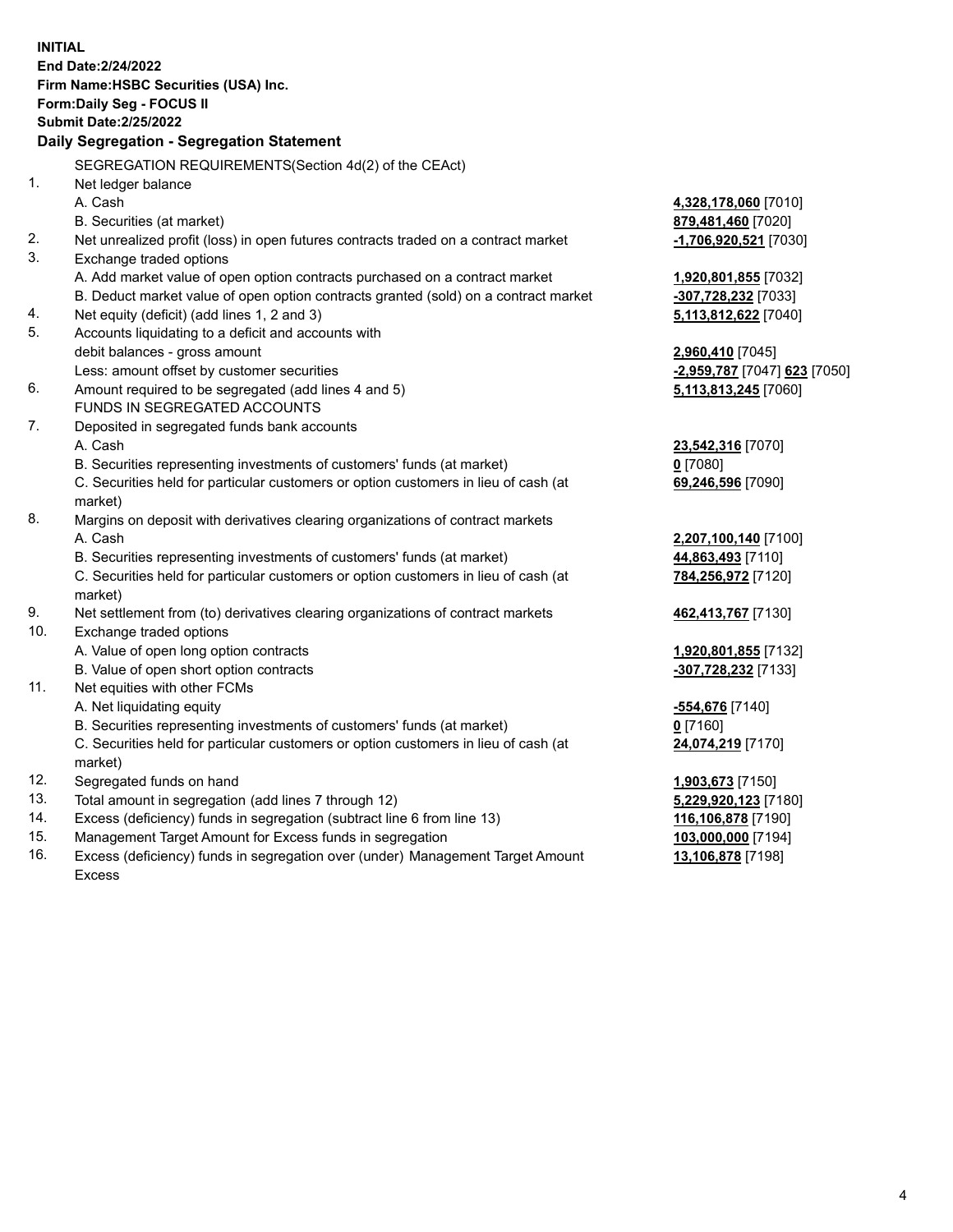**INITIAL**
**End Date:2/24/2022**
**Firm Name:HSBC Securities (USA) Inc.**
**Form:Daily Seg - FOCUS II**
**Submit Date:2/25/2022**

### Daily Segregation - Segregation Statement

| | | |
|---|---|---|
| | SEGREGATION REQUIREMENTS(Section 4d(2) of the CEAct) | |
| 1. | Net ledger balance | |
| | A. Cash | **4,328,178,060** [7010] |
| | B. Securities (at market) | **879,481,460** [7020] |
| 2. | Net unrealized profit (loss) in open futures contracts traded on a contract market | **-1,706,920,521** [7030] |
| 3. | Exchange traded options | |
| | A. Add market value of open option contracts purchased on a contract market | **1,920,801,855** [7032] |
| | B. Deduct market value of open option contracts granted (sold) on a contract market | **-307,728,232** [7033] |
| 4. | Net equity (deficit) (add lines 1, 2 and 3) | **5,113,812,622** [7040] |
| 5. | Accounts liquidating to a deficit and accounts with debit balances - gross amount | **2,960,410** [7045] |
| | Less: amount offset by customer securities | **-2,959,787** [7047] **623** [7050] |
| 6. | Amount required to be segregated (add lines 4 and 5) | **5,113,813,245** [7060] |
| | FUNDS IN SEGREGATED ACCOUNTS | |
| 7. | Deposited in segregated funds bank accounts | |
| | A. Cash | **23,542,316** [7070] |
| | B. Securities representing investments of customers' funds (at market) | **0** [7080] |
| | C. Securities held for particular customers or option customers in lieu of cash (at market) | **69,246,596** [7090] |
| 8. | Margins on deposit with derivatives clearing organizations of contract markets | |
| | A. Cash | **2,207,100,140** [7100] |
| | B. Securities representing investments of customers' funds (at market) | **44,863,493** [7110] |
| | C. Securities held for particular customers or option customers in lieu of cash (at market) | **784,256,972** [7120] |
| 9. | Net settlement from (to) derivatives clearing organizations of contract markets | **462,413,767** [7130] |
| 10. | Exchange traded options | |
| | A. Value of open long option contracts | **1,920,801,855** [7132] |
| | B. Value of open short option contracts | **-307,728,232** [7133] |
| 11. | Net equities with other FCMs | |
| | A. Net liquidating equity | **-554,676** [7140] |
| | B. Securities representing investments of customers' funds (at market) | **0** [7160] |
| | C. Securities held for particular customers or option customers in lieu of cash (at market) | **24,074,219** [7170] |
| 12. | Segregated funds on hand | **1,903,673** [7150] |
| 13. | Total amount in segregation (add lines 7 through 12) | **5,229,920,123** [7180] |
| 14. | Excess (deficiency) funds in segregation (subtract line 6 from line 13) | **116,106,878** [7190] |
| 15. | Management Target Amount for Excess funds in segregation | **103,000,000** [7194] |
| 16. | Excess (deficiency) funds in segregation over (under) Management Target Amount Excess | **13,106,878** [7198] |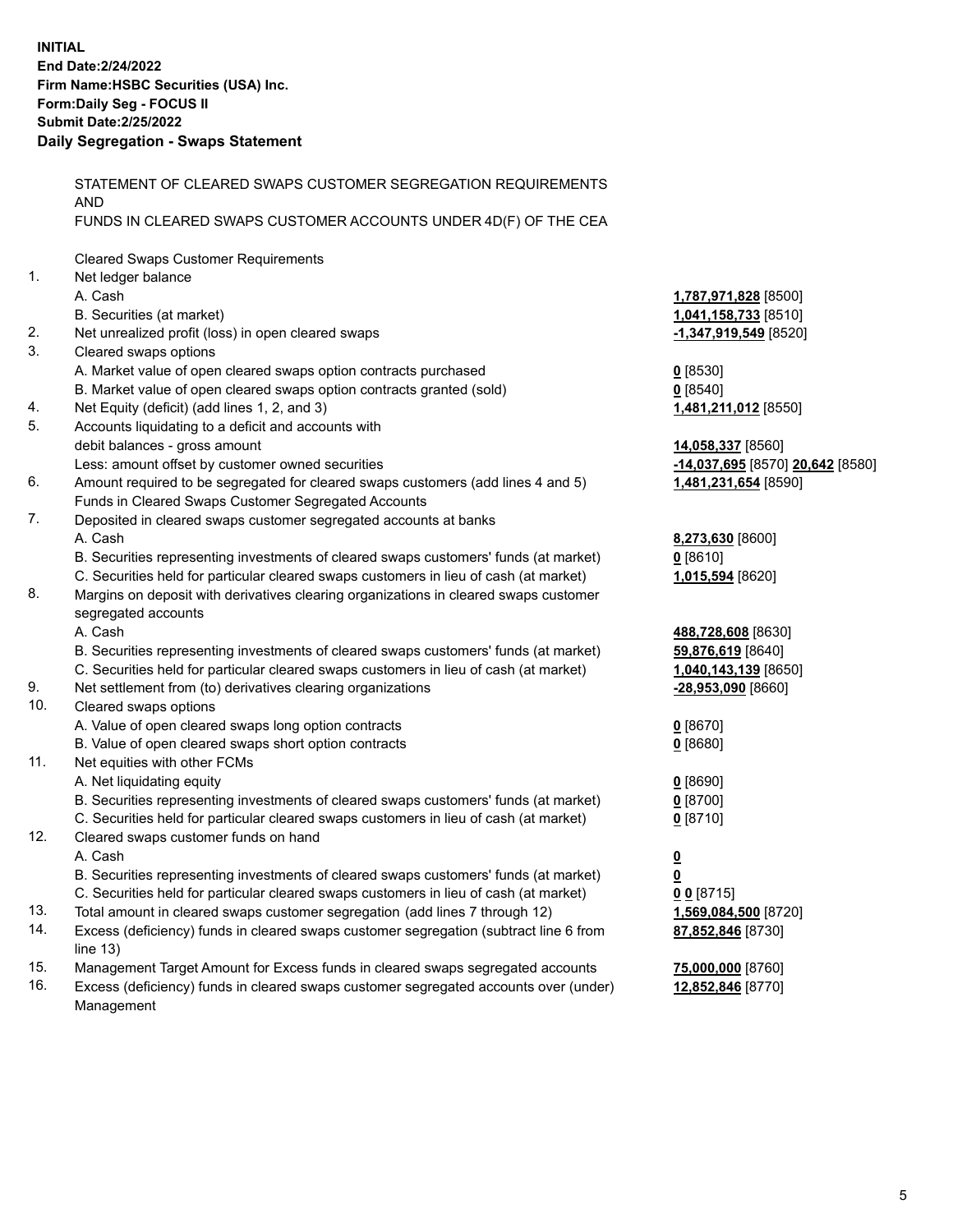**INITIAL**
**End Date:2/24/2022**
**Firm Name:HSBC Securities (USA) Inc.**
**Form:Daily Seg - FOCUS II**
**Submit Date:2/25/2022**
**Daily Segregation - Swaps Statement**

STATEMENT OF CLEARED SWAPS CUSTOMER SEGREGATION REQUIREMENTS AND
FUNDS IN CLEARED SWAPS CUSTOMER ACCOUNTS UNDER 4D(F) OF THE CEA

| | | |
|---|---|---|
| | Cleared Swaps Customer Requirements | |
| 1. | Net ledger balance | |
| | A. Cash | **1,787,971,828** [8500] |
| | B. Securities (at market) | **1,041,158,733** [8510] |
| 2. | Net unrealized profit (loss) in open cleared swaps | **-1,347,919,549** [8520] |
| 3. | Cleared swaps options | |
| | A. Market value of open cleared swaps option contracts purchased | **0** [8530] |
| | B. Market value of open cleared swaps option contracts granted (sold) | **0** [8540] |
| 4. | Net Equity (deficit) (add lines 1, 2, and 3) | **1,481,211,012** [8550] |
| 5. | Accounts liquidating to a deficit and accounts with debit balances - gross amount | **14,058,337** [8560] |
| | Less: amount offset by customer owned securities | **-14,037,695** [8570] **20,642** [8580] |
| 6. | Amount required to be segregated for cleared swaps customers (add lines 4 and 5) | **1,481,231,654** [8590] |
| | Funds in Cleared Swaps Customer Segregated Accounts | |
| 7. | Deposited in cleared swaps customer segregated accounts at banks | |
| | A. Cash | **8,273,630** [8600] |
| | B. Securities representing investments of cleared swaps customers' funds (at market) | **0** [8610] |
| | C. Securities held for particular cleared swaps customers in lieu of cash (at market) | **1,015,594** [8620] |
| 8. | Margins on deposit with derivatives clearing organizations in cleared swaps customer segregated accounts | |
| | A. Cash | **488,728,608** [8630] |
| | B. Securities representing investments of cleared swaps customers' funds (at market) | **59,876,619** [8640] |
| | C. Securities held for particular cleared swaps customers in lieu of cash (at market) | **1,040,143,139** [8650] |
| 9. | Net settlement from (to) derivatives clearing organizations | **-28,953,090** [8660] |
| 10. | Cleared swaps options | |
| | A. Value of open cleared swaps long option contracts | **0** [8670] |
| | B. Value of open cleared swaps short option contracts | **0** [8680] |
| 11. | Net equities with other FCMs | |
| | A. Net liquidating equity | **0** [8690] |
| | B. Securities representing investments of cleared swaps customers' funds (at market) | **0** [8700] |
| | C. Securities held for particular cleared swaps customers in lieu of cash (at market) | **0** [8710] |
| 12. | Cleared swaps customer funds on hand | |
| | A. Cash | **0** |
| | B. Securities representing investments of cleared swaps customers' funds (at market) | **0** |
| | C. Securities held for particular cleared swaps customers in lieu of cash (at market) | **0** **0** [8715] |
| 13. | Total amount in cleared swaps customer segregation (add lines 7 through 12) | **1,569,084,500** [8720] |
| 14. | Excess (deficiency) funds in cleared swaps customer segregation (subtract line 6 from line 13) | **87,852,846** [8730] |
| 15. | Management Target Amount for Excess funds in cleared swaps segregated accounts | **75,000,000** [8760] |
| 16. | Excess (deficiency) funds in cleared swaps customer segregated accounts over (under) Management | **12,852,846** [8770] |